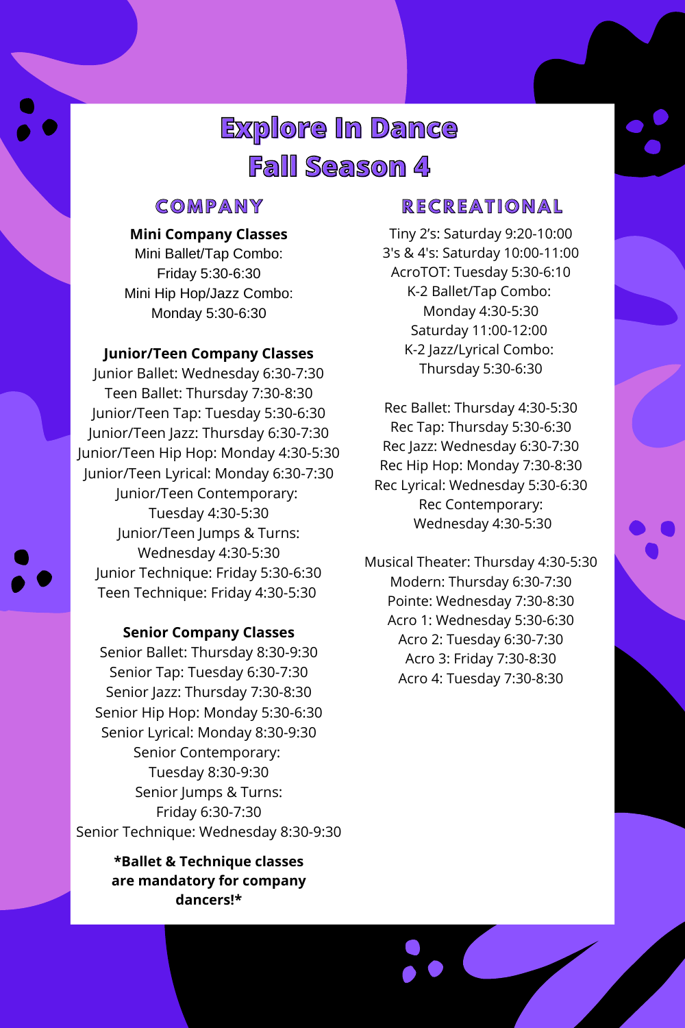# Explore In Dance
# Fall Season 4

## COMPANY

**Mini Company Classes**

Mini Ballet/Tap Combo:
Friday 5:30-6:30
Mini Hip Hop/Jazz Combo:
Monday 5:30-6:30

**Junior/Teen Company Classes**

Junior Ballet: Wednesday 6:30-7:30
Teen Ballet: Thursday 7:30-8:30
Junior/Teen Tap: Tuesday 5:30-6:30
Junior/Teen Jazz: Thursday 6:30-7:30
Junior/Teen Hip Hop: Monday 4:30-5:30
Junior/Teen Lyrical: Monday 6:30-7:30
Junior/Teen Contemporary:
Tuesday 4:30-5:30
Junior/Teen Jumps & Turns:
Wednesday 4:30-5:30
Junior Technique: Friday 5:30-6:30
Teen Technique: Friday 4:30-5:30

**Senior Company Classes**

Senior Ballet: Thursday 8:30-9:30
Senior Tap: Tuesday 6:30-7:30
Senior Jazz: Thursday 7:30-8:30
Senior Hip Hop: Monday 5:30-6:30
Senior Lyrical: Monday 8:30-9:30
Senior Contemporary:
Tuesday 8:30-9:30
Senior Jumps & Turns:
Friday 6:30-7:30
Senior Technique: Wednesday 8:30-9:30

**\*Ballet & Technique classes are mandatory for company dancers!\***

## RECREATIONAL

Tiny 2's: Saturday 9:20-10:00
3's & 4's: Saturday 10:00-11:00
AcroTOT: Tuesday 5:30-6:10
K-2 Ballet/Tap Combo:
Monday 4:30-5:30
Saturday 11:00-12:00
K-2 Jazz/Lyrical Combo:
Thursday 5:30-6:30

Rec Ballet: Thursday 4:30-5:30
Rec Tap: Thursday 5:30-6:30
Rec Jazz: Wednesday 6:30-7:30
Rec Hip Hop: Monday 7:30-8:30
Rec Lyrical: Wednesday 5:30-6:30
Rec Contemporary:
Wednesday 4:30-5:30

Musical Theater: Thursday 4:30-5:30
Modern: Thursday 6:30-7:30
Pointe: Wednesday 7:30-8:30
Acro 1: Wednesday 5:30-6:30
Acro 2: Tuesday 6:30-7:30
Acro 3: Friday 7:30-8:30
Acro 4: Tuesday 7:30-8:30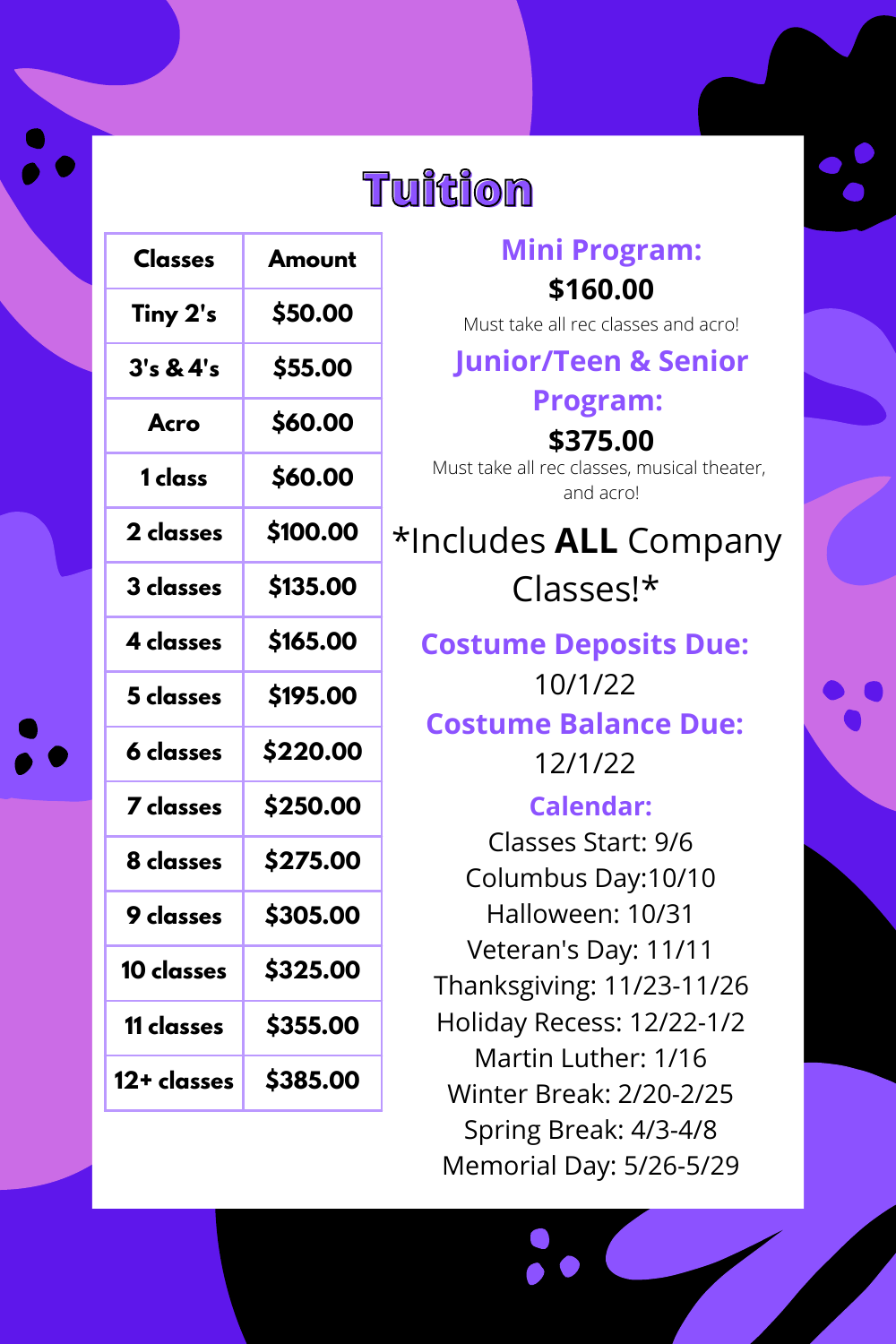# Tuition

| Classes | Amount |
|---|---|
| Tiny 2's | $50.00 |
| 3's & 4's | $55.00 |
| Acro | $60.00 |
| 1 class | $60.00 |
| 2 classes | $100.00 |
| 3 classes | $135.00 |
| 4 classes | $165.00 |
| 5 classes | $195.00 |
| 6 classes | $220.00 |
| 7 classes | $250.00 |
| 8 classes | $275.00 |
| 9 classes | $305.00 |
| 10 classes | $325.00 |
| 11 classes | $355.00 |
| 12+ classes | $385.00 |

**Mini Program:**

**$160.00**

Must take all rec classes and acro!

**Junior/Teen & Senior Program:**

**$375.00**

Must take all rec classes, musical theater, and acro!

*Includes **ALL** Company Classes!*

**Costume Deposits Due:**

10/1/22

**Costume Balance Due:**

12/1/22

**Calendar:**

Classes Start: 9/6
Columbus Day:10/10
Halloween: 10/31
Veteran's Day: 11/11
Thanksgiving: 11/23-11/26
Holiday Recess: 12/22-1/2
Martin Luther: 1/16
Winter Break: 2/20-2/25
Spring Break: 4/3-4/8
Memorial Day: 5/26-5/29